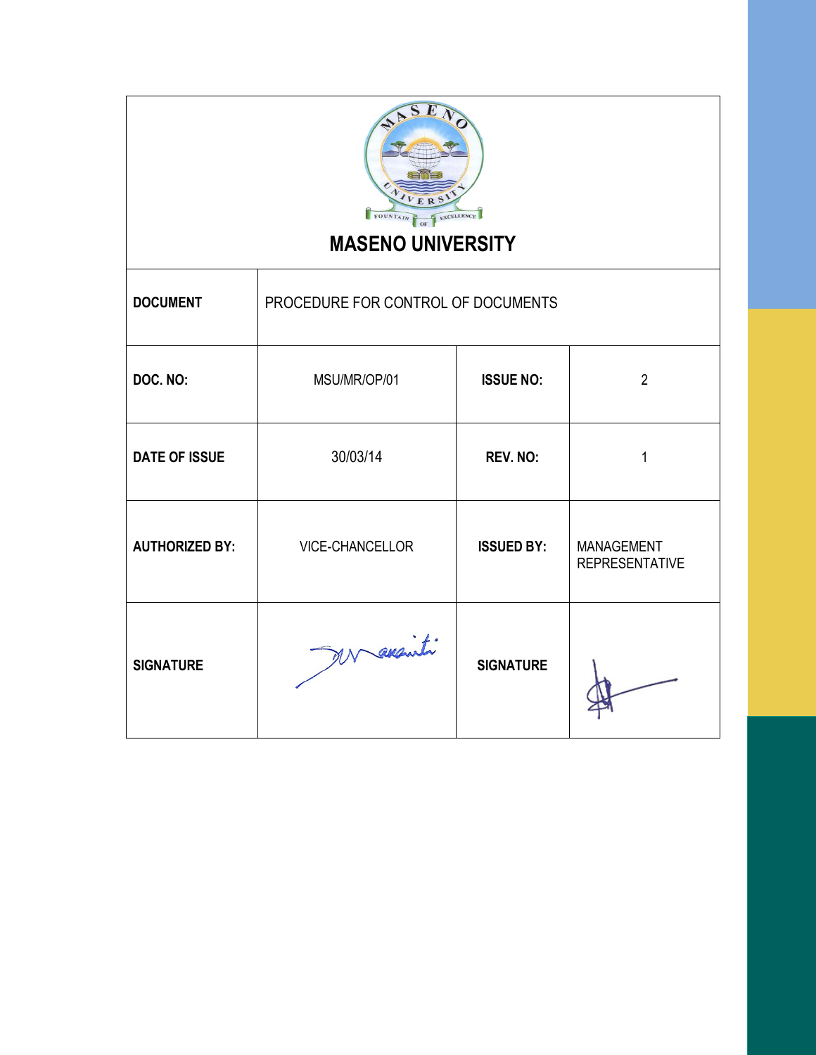# MASENO UNIVERSITY

| DOCUMENT | PROCEDURE FOR CONTROL OF DOCUMENTS | | |
|---|---|---|---|
| **DOC. NO:** | MSU/MR/OP/01 | **ISSUE NO:** | 2 |
| **DATE OF ISSUE** | 30/03/14 | **REV. NO:** | 1 |
| **AUTHORIZED BY:** | VICE-CHANCELLOR | **ISSUED BY:** | MANAGEMENT REPRESENTATIVE |
| **SIGNATURE** | | **SIGNATURE** | |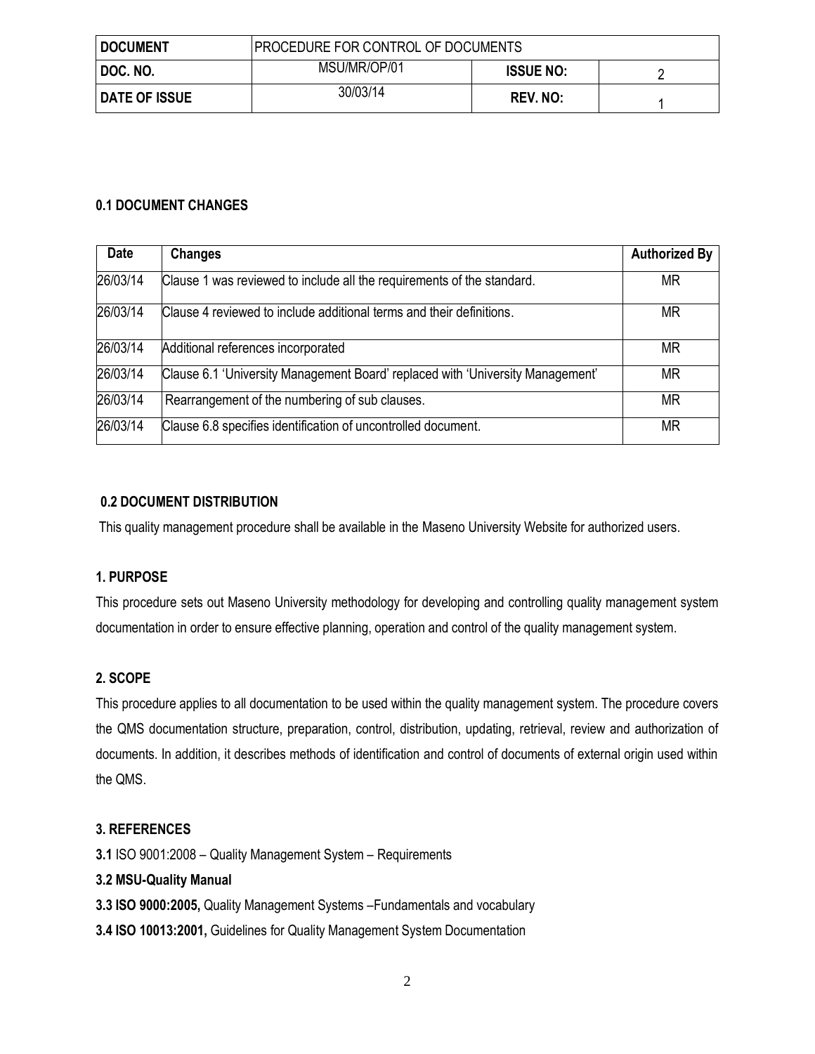| DOCUMENT | PROCEDURE FOR CONTROL OF DOCUMENTS | | |
|---|---|---|---|
| DOC. NO. | MSU/MR/OP/01 | ISSUE NO: | 2 |
| DATE OF ISSUE | 30/03/14 | REV. NO: | 1 |

### 0.1 DOCUMENT CHANGES

| Date | Changes | Authorized By |
|---|---|---|
| 26/03/14 | Clause 1 was reviewed to include all the requirements of the standard. | MR |
| 26/03/14 | Clause 4 reviewed to include additional terms and their definitions. | MR |
| 26/03/14 | Additional references incorporated | MR |
| 26/03/14 | Clause 6.1 'University Management Board' replaced with 'University Management' | MR |
| 26/03/14 | Rearrangement of the numbering of sub clauses. | MR |
| 26/03/14 | Clause 6.8 specifies identification of uncontrolled document. | MR |

### 0.2 DOCUMENT DISTRIBUTION

This quality management procedure shall be available in the Maseno University Website for authorized users.

### 1. PURPOSE

This procedure sets out Maseno University methodology for developing and controlling quality management system documentation in order to ensure effective planning, operation and control of the quality management system.

### 2. SCOPE

This procedure applies to all documentation to be used within the quality management system. The procedure covers the QMS documentation structure, preparation, control, distribution, updating, retrieval, review and authorization of documents. In addition, it describes methods of identification and control of documents of external origin used within the QMS.

### 3. REFERENCES

**3.1** ISO 9001:2008 – Quality Management System – Requirements

**3.2 MSU-Quality Manual**

**3.3 ISO 9000:2005,** Quality Management Systems –Fundamentals and vocabulary

**3.4 ISO 10013:2001,** Guidelines for Quality Management System Documentation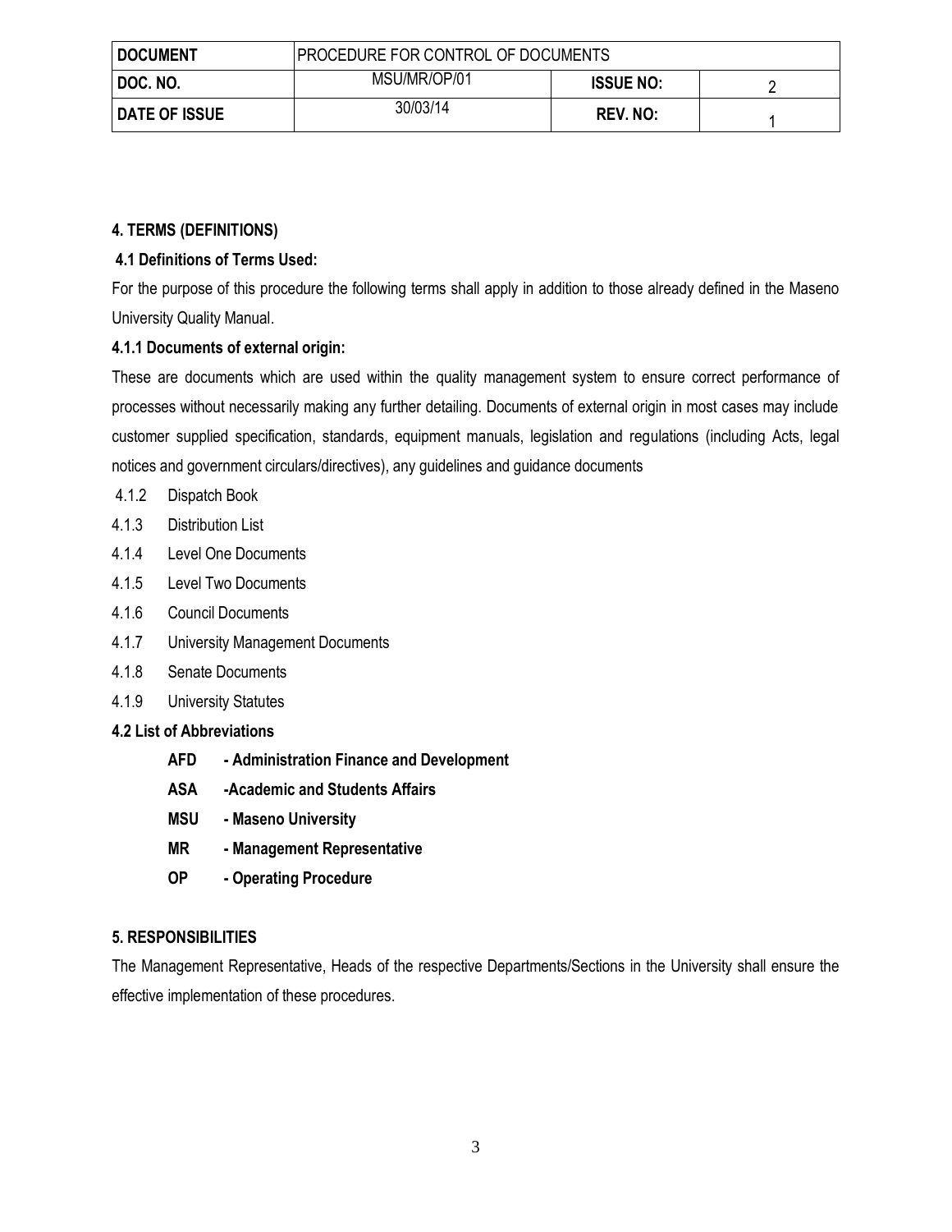| DOCUMENT | PROCEDURE FOR CONTROL OF DOCUMENTS | | |
|---|---|---|---|
| DOC. NO. | MSU/MR/OP/01 | ISSUE NO: | 2 |
| DATE OF ISSUE | 30/03/14 | REV. NO: | 1 |

**4. TERMS (DEFINITIONS)**

**4.1 Definitions of Terms Used:**

For the purpose of this procedure the following terms shall apply in addition to those already defined in the Maseno University Quality Manual.

**4.1.1 Documents of external origin:**

These are documents which are used within the quality management system to ensure correct performance of processes without necessarily making any further detailing. Documents of external origin in most cases may include customer supplied specification, standards, equipment manuals, legislation and regulations (including Acts, legal notices and government circulars/directives), any guidelines and guidance documents

4.1.2 Dispatch Book

4.1.3 Distribution List

4.1.4 Level One Documents

4.1.5 Level Two Documents

4.1.6 Council Documents

4.1.7 University Management Documents

4.1.8 Senate Documents

4.1.9 University Statutes

**4.2 List of Abbreviations**

**AFD - Administration Finance and Development**

**ASA -Academic and Students Affairs**

**MSU - Maseno University**

**MR - Management Representative**

**OP - Operating Procedure**

**5. RESPONSIBILITIES**

The Management Representative, Heads of the respective Departments/Sections in the University shall ensure the effective implementation of these procedures.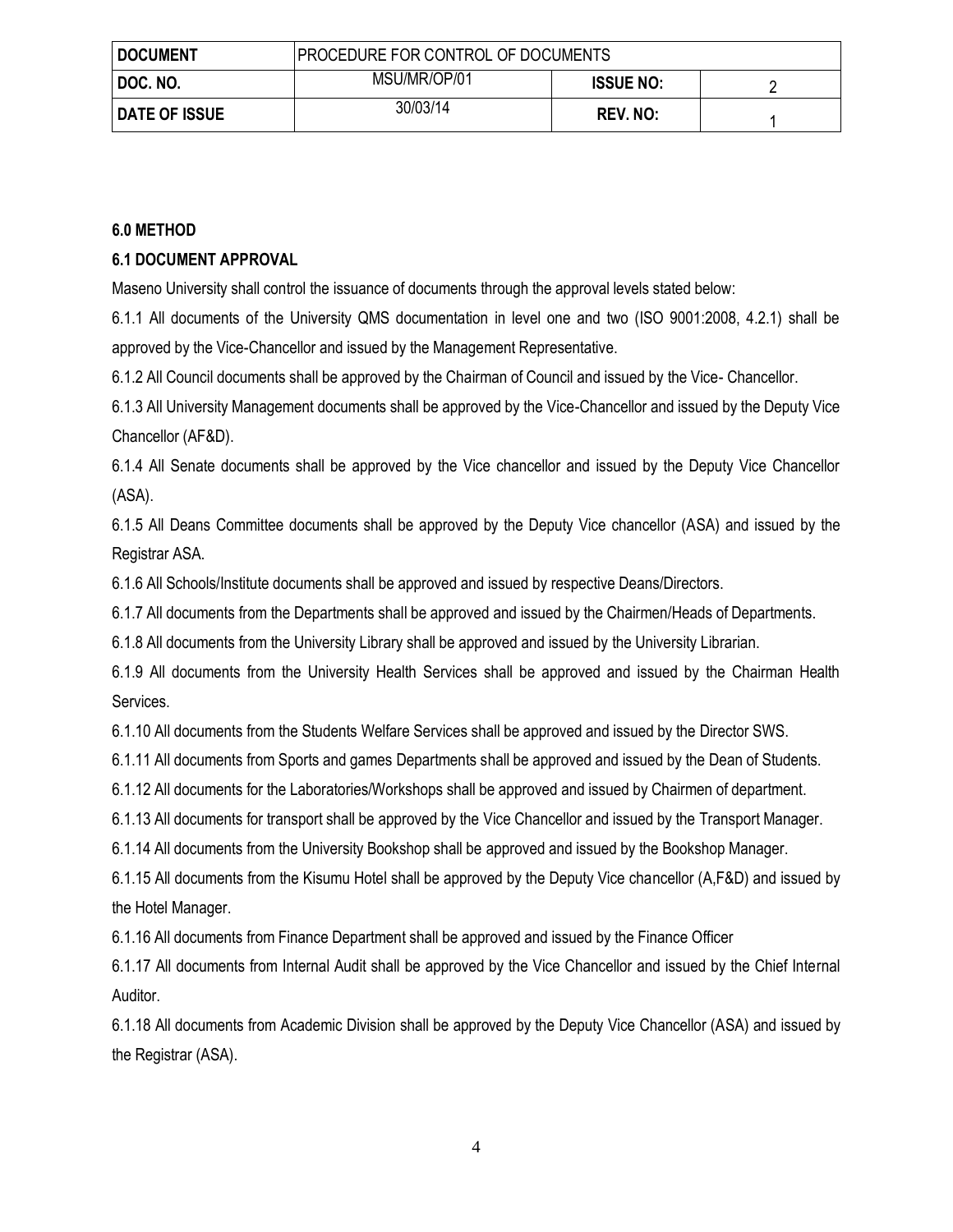| DOCUMENT | PROCEDURE FOR CONTROL OF DOCUMENTS | | |
|---|---|---|---|
| DOC. NO. | MSU/MR/OP/01 | ISSUE NO: | 2 |
| DATE OF ISSUE | 30/03/14 | REV. NO: | 1 |

**6.0 METHOD**

**6.1 DOCUMENT APPROVAL**

Maseno University shall control the issuance of documents through the approval levels stated below:

6.1.1 All documents of the University QMS documentation in level one and two (ISO 9001:2008, 4.2.1) shall be approved by the Vice-Chancellor and issued by the Management Representative.

6.1.2 All Council documents shall be approved by the Chairman of Council and issued by the Vice- Chancellor.

6.1.3 All University Management documents shall be approved by the Vice-Chancellor and issued by the Deputy Vice Chancellor (AF&D).

6.1.4 All Senate documents shall be approved by the Vice chancellor and issued by the Deputy Vice Chancellor (ASA).

6.1.5 All Deans Committee documents shall be approved by the Deputy Vice chancellor (ASA) and issued by the Registrar ASA.

6.1.6 All Schools/Institute documents shall be approved and issued by respective Deans/Directors.

6.1.7 All documents from the Departments shall be approved and issued by the Chairmen/Heads of Departments.

6.1.8 All documents from the University Library shall be approved and issued by the University Librarian.

6.1.9 All documents from the University Health Services shall be approved and issued by the Chairman Health Services.

6.1.10 All documents from the Students Welfare Services shall be approved and issued by the Director SWS.

6.1.11 All documents from Sports and games Departments shall be approved and issued by the Dean of Students.

6.1.12 All documents for the Laboratories/Workshops shall be approved and issued by Chairmen of department.

6.1.13 All documents for transport shall be approved by the Vice Chancellor and issued by the Transport Manager.

6.1.14 All documents from the University Bookshop shall be approved and issued by the Bookshop Manager.

6.1.15 All documents from the Kisumu Hotel shall be approved by the Deputy Vice chancellor (A,F&D) and issued by the Hotel Manager.

6.1.16 All documents from Finance Department shall be approved and issued by the Finance Officer

6.1.17 All documents from Internal Audit shall be approved by the Vice Chancellor and issued by the Chief Internal Auditor.

6.1.18 All documents from Academic Division shall be approved by the Deputy Vice Chancellor (ASA) and issued by the Registrar (ASA).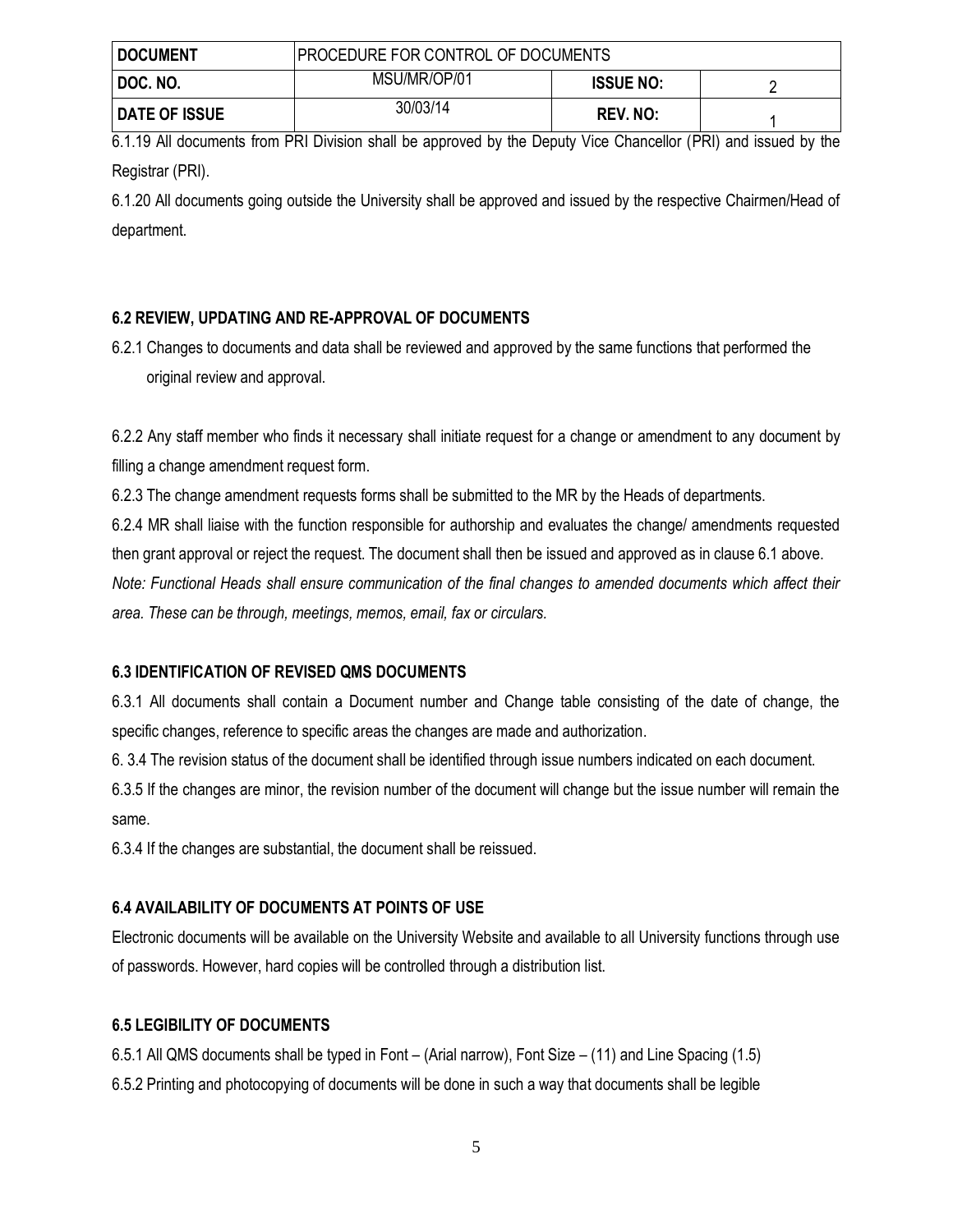6.1.19 All documents from PRI Division shall be approved by the Deputy Vice Chancellor (PRI) and issued by the Registrar (PRI).

6.1.20 All documents going outside the University shall be approved and issued by the respective Chairmen/Head of department.

### 6.2 REVIEW, UPDATING AND RE-APPROVAL OF DOCUMENTS

6.2.1 Changes to documents and data shall be reviewed and approved by the same functions that performed the original review and approval.

6.2.2 Any staff member who finds it necessary shall initiate request for a change or amendment to any document by filling a change amendment request form.

6.2.3 The change amendment requests forms shall be submitted to the MR by the Heads of departments.

6.2.4 MR shall liaise with the function responsible for authorship and evaluates the change/ amendments requested then grant approval or reject the request. The document shall then be issued and approved as in clause 6.1 above.

*Note: Functional Heads shall ensure communication of the final changes to amended documents which affect their area. These can be through, meetings, memos, email, fax or circulars.*

### 6.3 IDENTIFICATION OF REVISED QMS DOCUMENTS

6.3.1 All documents shall contain a Document number and Change table consisting of the date of change, the specific changes, reference to specific areas the changes are made and authorization.

6. 3.4 The revision status of the document shall be identified through issue numbers indicated on each document.

6.3.5 If the changes are minor, the revision number of the document will change but the issue number will remain the same.

6.3.4 If the changes are substantial, the document shall be reissued.

### 6.4 AVAILABILITY OF DOCUMENTS AT POINTS OF USE

Electronic documents will be available on the University Website and available to all University functions through use of passwords. However, hard copies will be controlled through a distribution list.

### 6.5 LEGIBILITY OF DOCUMENTS

6.5.1 All QMS documents shall be typed in Font – (Arial narrow), Font Size – (11) and Line Spacing (1.5)

6.5.2 Printing and photocopying of documents will be done in such a way that documents shall be legible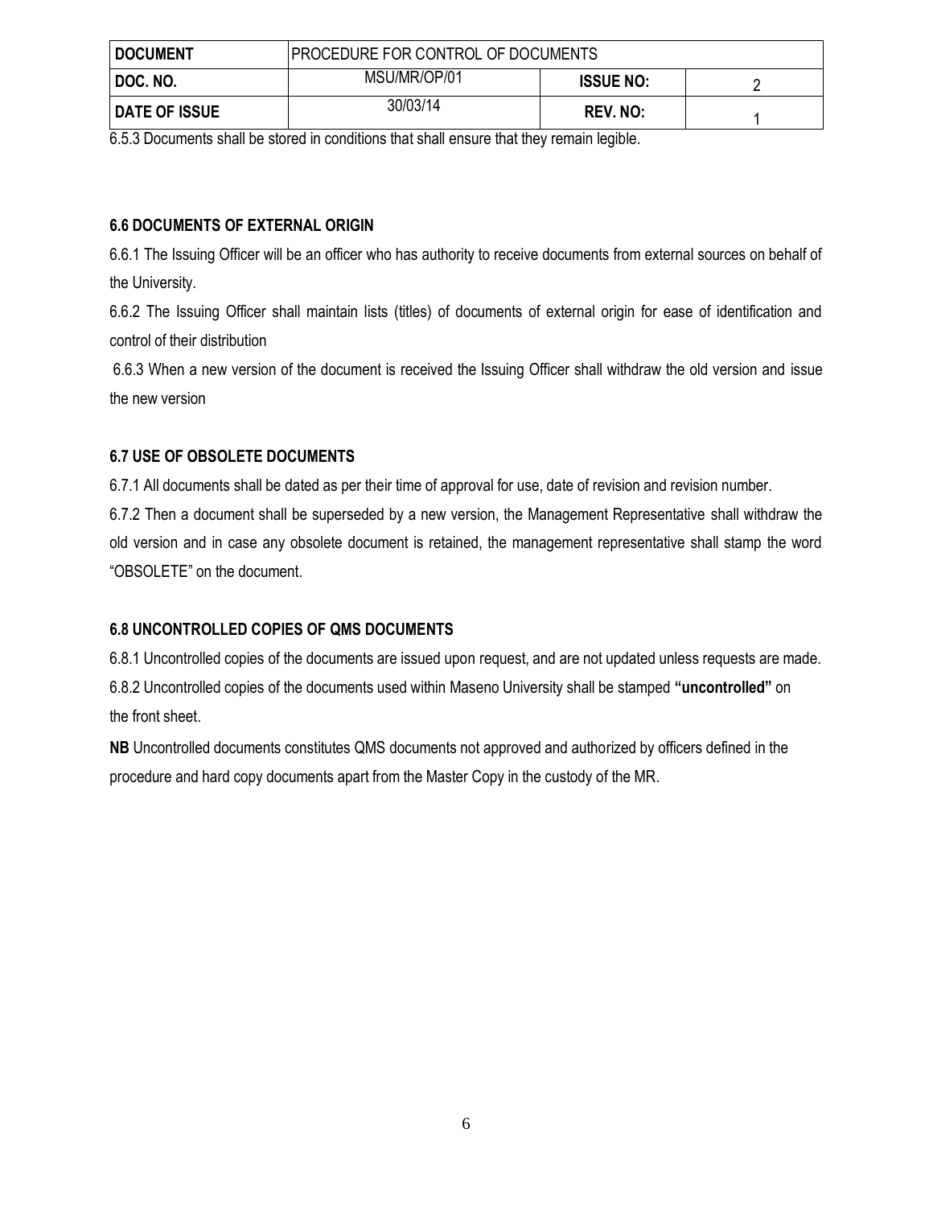| | | | |
|---|---|---|---|
| **DOCUMENT** | PROCEDURE FOR CONTROL OF DOCUMENTS | | |
| **DOC. NO.** | MSU/MR/OP/01 | **ISSUE NO:** | 2 |
| **DATE OF ISSUE** | 30/03/14 | **REV. NO:** | 1 |

6.5.3 Documents shall be stored in conditions that shall ensure that they remain legible.

**6.6 DOCUMENTS OF EXTERNAL ORIGIN**

6.6.1 The Issuing Officer will be an officer who has authority to receive documents from external sources on behalf of the University.

6.6.2 The Issuing Officer shall maintain lists (titles) of documents of external origin for ease of identification and control of their distribution

6.6.3 When a new version of the document is received the Issuing Officer shall withdraw the old version and issue the new version

**6.7 USE OF OBSOLETE DOCUMENTS**

6.7.1 All documents shall be dated as per their time of approval for use, date of revision and revision number.

6.7.2 Then a document shall be superseded by a new version, the Management Representative shall withdraw the old version and in case any obsolete document is retained, the management representative shall stamp the word "OBSOLETE" on the document.

**6.8 UNCONTROLLED COPIES OF QMS DOCUMENTS**

6.8.1 Uncontrolled copies of the documents are issued upon request, and are not updated unless requests are made.

6.8.2 Uncontrolled copies of the documents used within Maseno University shall be stamped **"uncontrolled"** on the front sheet.

**NB** Uncontrolled documents constitutes QMS documents not approved and authorized by officers defined in the procedure and hard copy documents apart from the Master Copy in the custody of the MR.